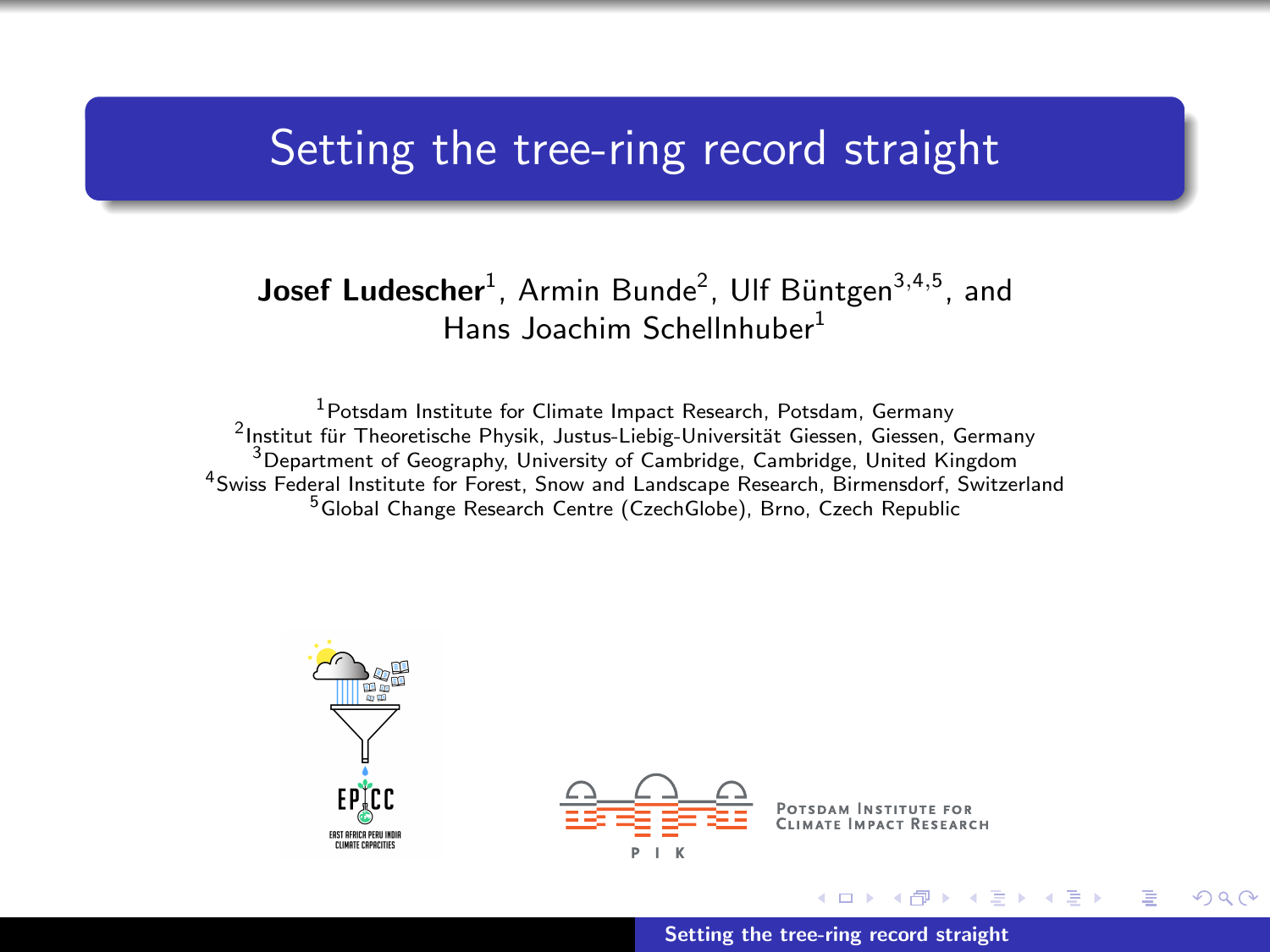# Setting the tree-ring record straight

**Josef Ludescher**[1], Armin Bunde[2], Ulf Büntgen[3,4,5], and Hans Joachim Schellnhuber[1]

[1] Potsdam Institute for Climate Impact Research, Potsdam, Germany
[2] Institut für Theoretische Physik, Justus-Liebig-Universität Giessen, Giessen, Germany
[3] Department of Geography, University of Cambridge, Cambridge, United Kingdom
[4] Swiss Federal Institute for Forest, Snow and Landscape Research, Birmensdorf, Switzerland
[5] Global Change Research Centre (CzechGlobe), Brno, Czech Republic

EPICC
EAST AFRICA PERU INDIA CLIMATE CAPACITIES

PIK
POTSDAM INSTITUTE FOR CLIMATE IMPACT RESEARCH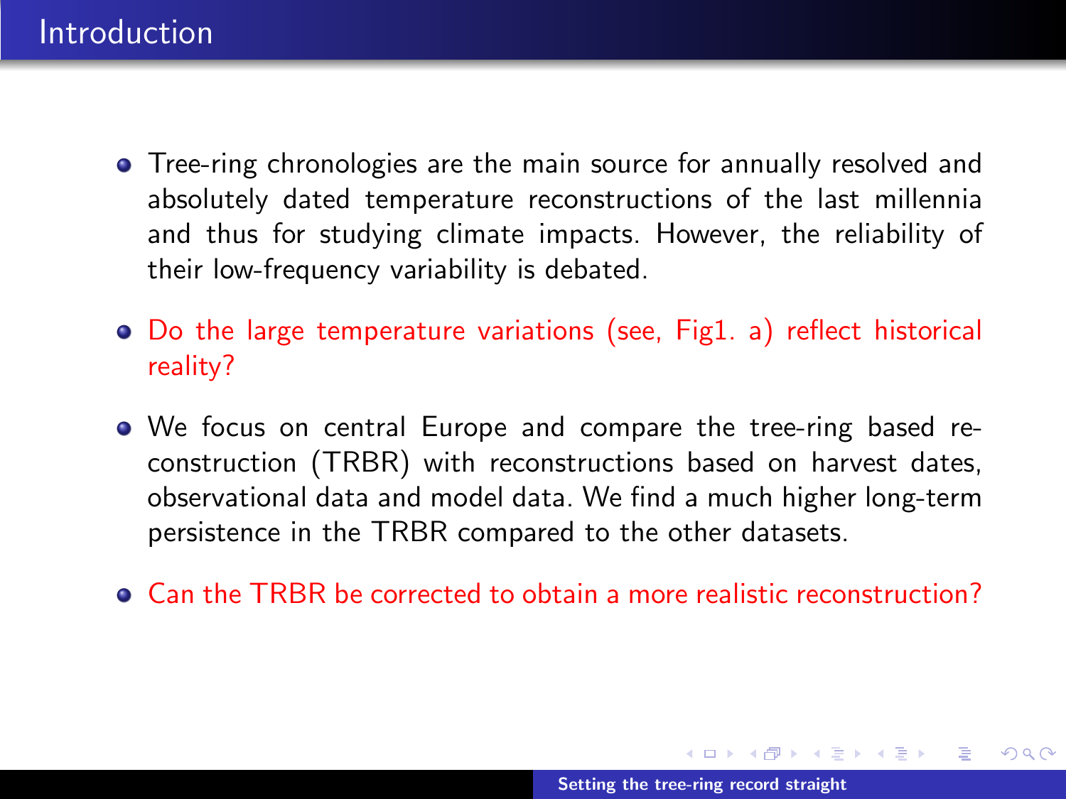# Introduction

- Tree-ring chronologies are the main source for annually resolved and absolutely dated temperature reconstructions of the last millennia and thus for studying climate impacts. However, the reliability of their low-frequency variability is debated.
- Do the large temperature variations (see, Fig1. a) reflect historical reality?
- We focus on central Europe and compare the tree-ring based reconstruction (TRBR) with reconstructions based on harvest dates, observational data and model data. We find a much higher long-term persistence in the TRBR compared to the other datasets.
- Can the TRBR be corrected to obtain a more realistic reconstruction?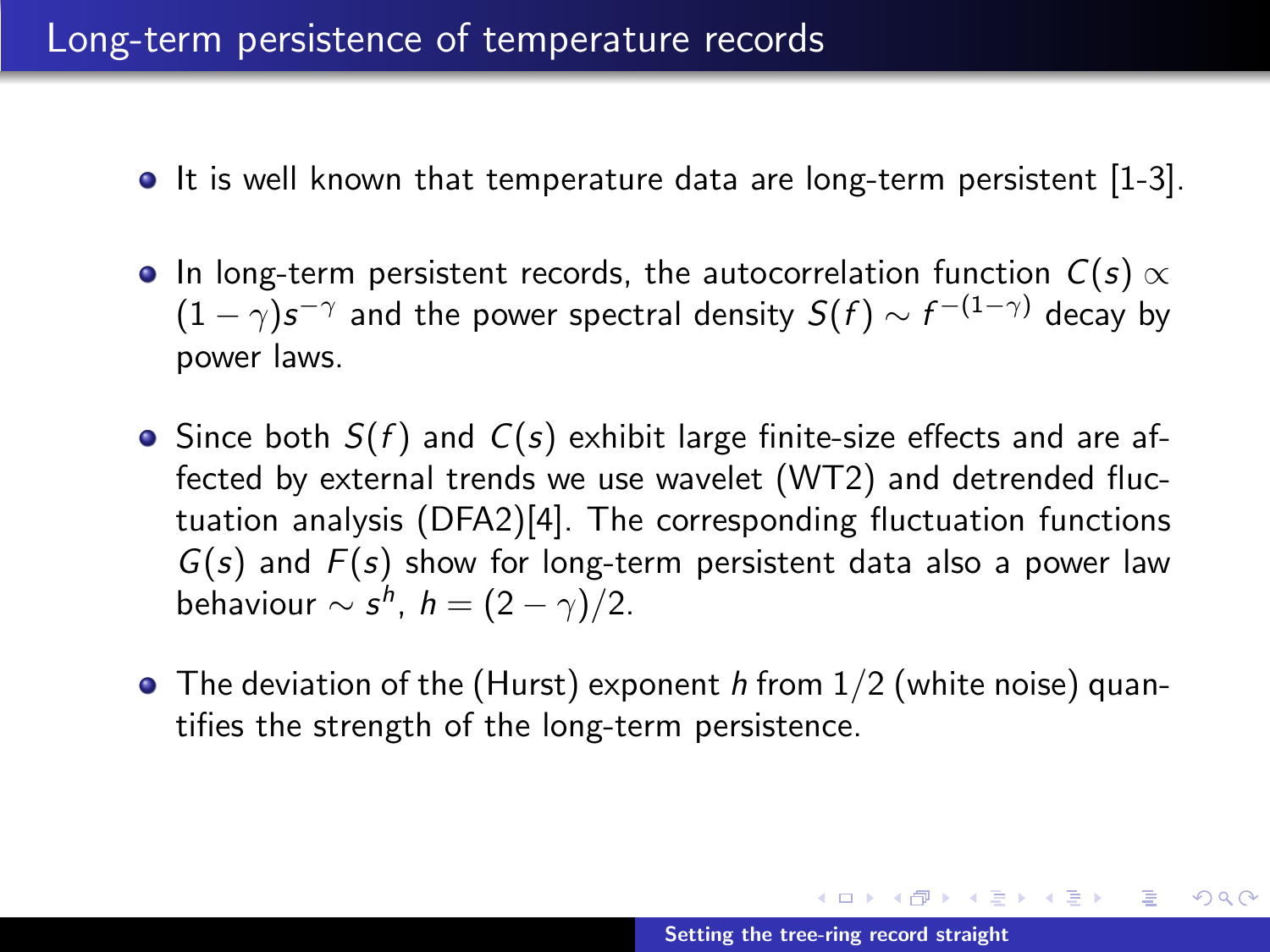# Long-term persistence of temperature records

- It is well known that temperature data are long-term persistent [1-3].
- In long-term persistent records, the autocorrelation function $C(s) \propto (1-\gamma)s^{-\gamma}$ and the power spectral density $S(f) \sim f^{-(1-\gamma)}$ decay by power laws.
- Since both $S(f)$ and $C(s)$ exhibit large finite-size effects and are affected by external trends we use wavelet (WT2) and detrended fluctuation analysis (DFA2)[4]. The corresponding fluctuation functions $G(s)$ and $F(s)$ show for long-term persistent data also a power law behaviour $\sim s^h$, $h = (2-\gamma)/2$.
- The deviation of the (Hurst) exponent $h$ from $1/2$ (white noise) quantifies the strength of the long-term persistence.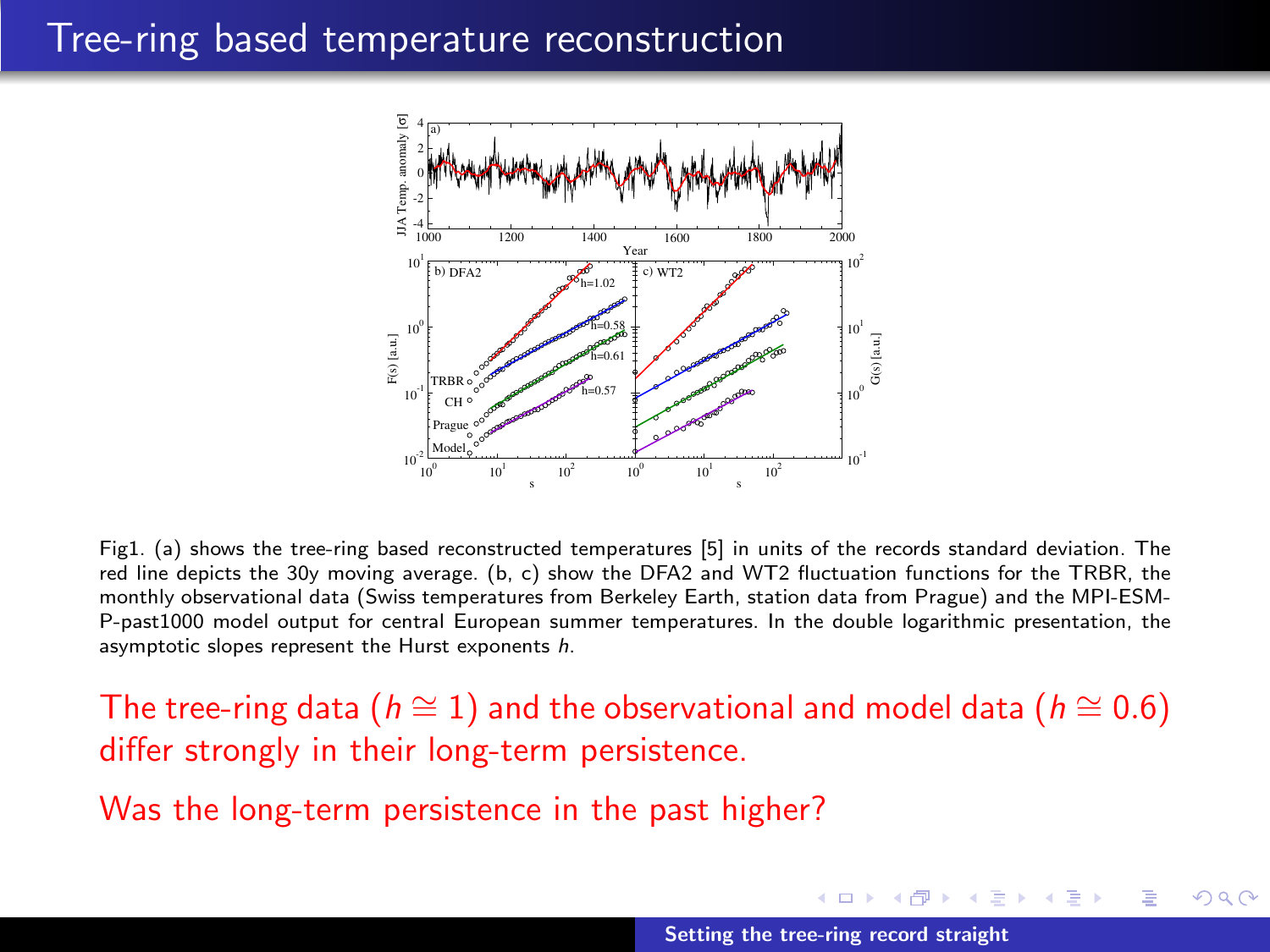# Tree-ring based temperature reconstruction

Fig1. (a) shows the tree-ring based reconstructed temperatures [5] in units of the records standard deviation. The red line depicts the 30y moving average. (b, c) show the DFA2 and WT2 fluctuation functions for the TRBR, the monthly observational data (Swiss temperatures from Berkeley Earth, station data from Prague) and the MPI-ESM-P-past1000 model output for central European summer temperatures. In the double logarithmic presentation, the asymptotic slopes represent the Hurst exponents $h$.

The tree-ring data ($h \cong 1$) and the observational and model data ($h \cong 0.6$) differ strongly in their long-term persistence.

Was the long-term persistence in the past higher?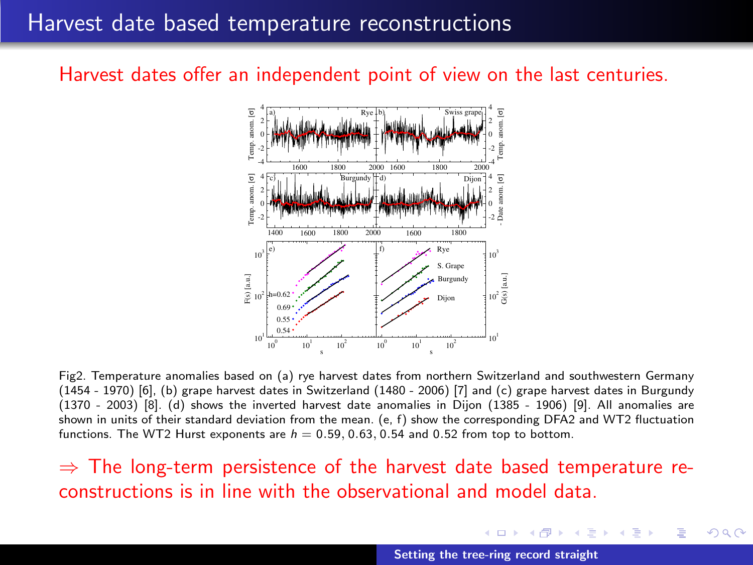# Harvest date based temperature reconstructions

Harvest dates offer an independent point of view on the last centuries.

Fig2. Temperature anomalies based on (a) rye harvest dates from northern Switzerland and southwestern Germany (1454 - 1970) [6], (b) grape harvest dates in Switzerland (1480 - 2006) [7] and (c) grape harvest dates in Burgundy (1370 - 2003) [8]. (d) shows the inverted harvest date anomalies in Dijon (1385 - 1906) [9]. All anomalies are shown in units of their standard deviation from the mean. (e, f) show the corresponding DFA2 and WT2 fluctuation functions. The WT2 Hurst exponents are $h = 0.59, 0.63, 0.54$ and $0.52$ from top to bottom.

$\Rightarrow$ The long-term persistence of the harvest date based temperature reconstructions is in line with the observational and model data.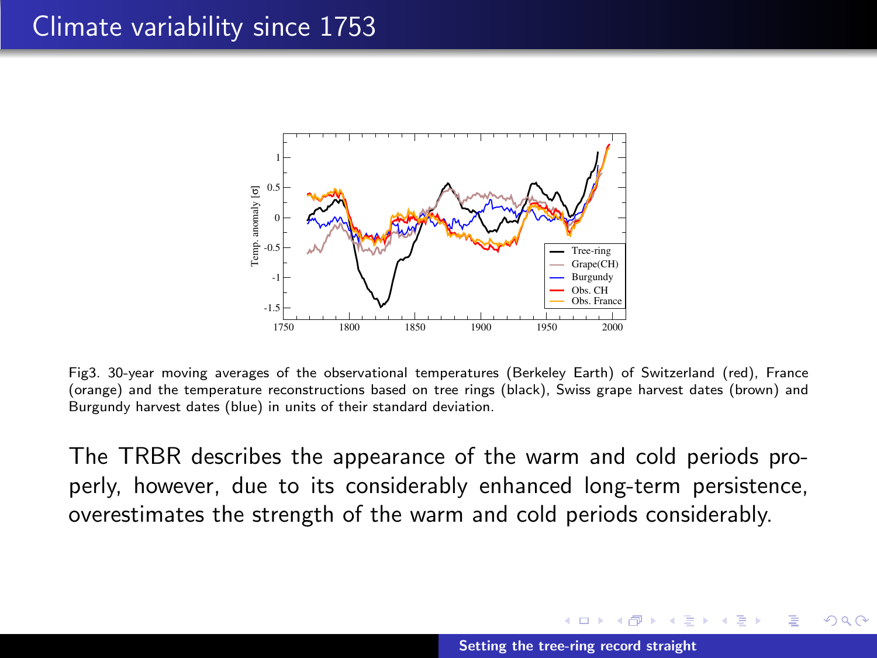# Climate variability since 1753

Fig3. 30-year moving averages of the observational temperatures (Berkeley Earth) of Switzerland (red), France (orange) and the temperature reconstructions based on tree rings (black), Swiss grape harvest dates (brown) and Burgundy harvest dates (blue) in units of their standard deviation.

The TRBR describes the appearance of the warm and cold periods properly, however, due to its considerably enhanced long-term persistence, overestimates the strength of the warm and cold periods considerably.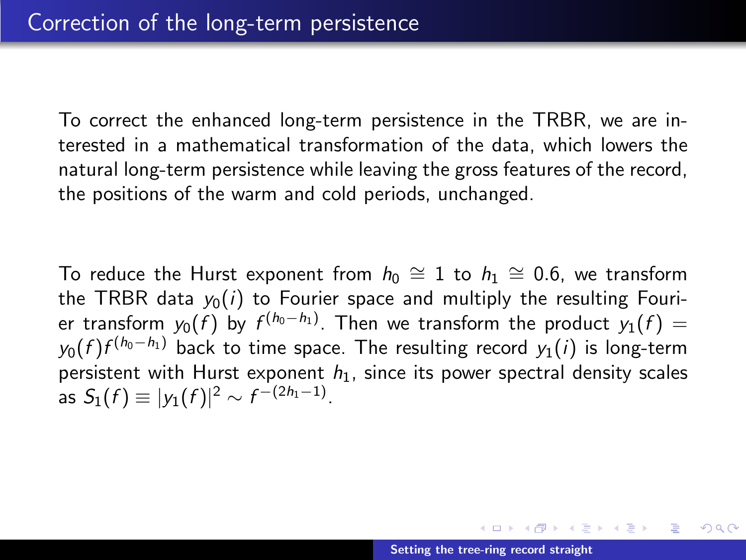# Correction of the long-term persistence

To correct the enhanced long-term persistence in the TRBR, we are interested in a mathematical transformation of the data, which lowers the natural long-term persistence while leaving the gross features of the record, the positions of the warm and cold periods, unchanged.

To reduce the Hurst exponent from $h_0 \cong 1$ to $h_1 \cong 0.6$, we transform the TRBR data $y_0(i)$ to Fourier space and multiply the resulting Fourier transform $y_0(f)$ by $f^{(h_0 - h_1)}$. Then we transform the product $y_1(f) = y_0(f) f^{(h_0 - h_1)}$ back to time space. The resulting record $y_1(i)$ is long-term persistent with Hurst exponent $h_1$, since its power spectral density scales as $S_1(f) \equiv |y_1(f)|^2 \sim f^{-(2h_1 - 1)}$.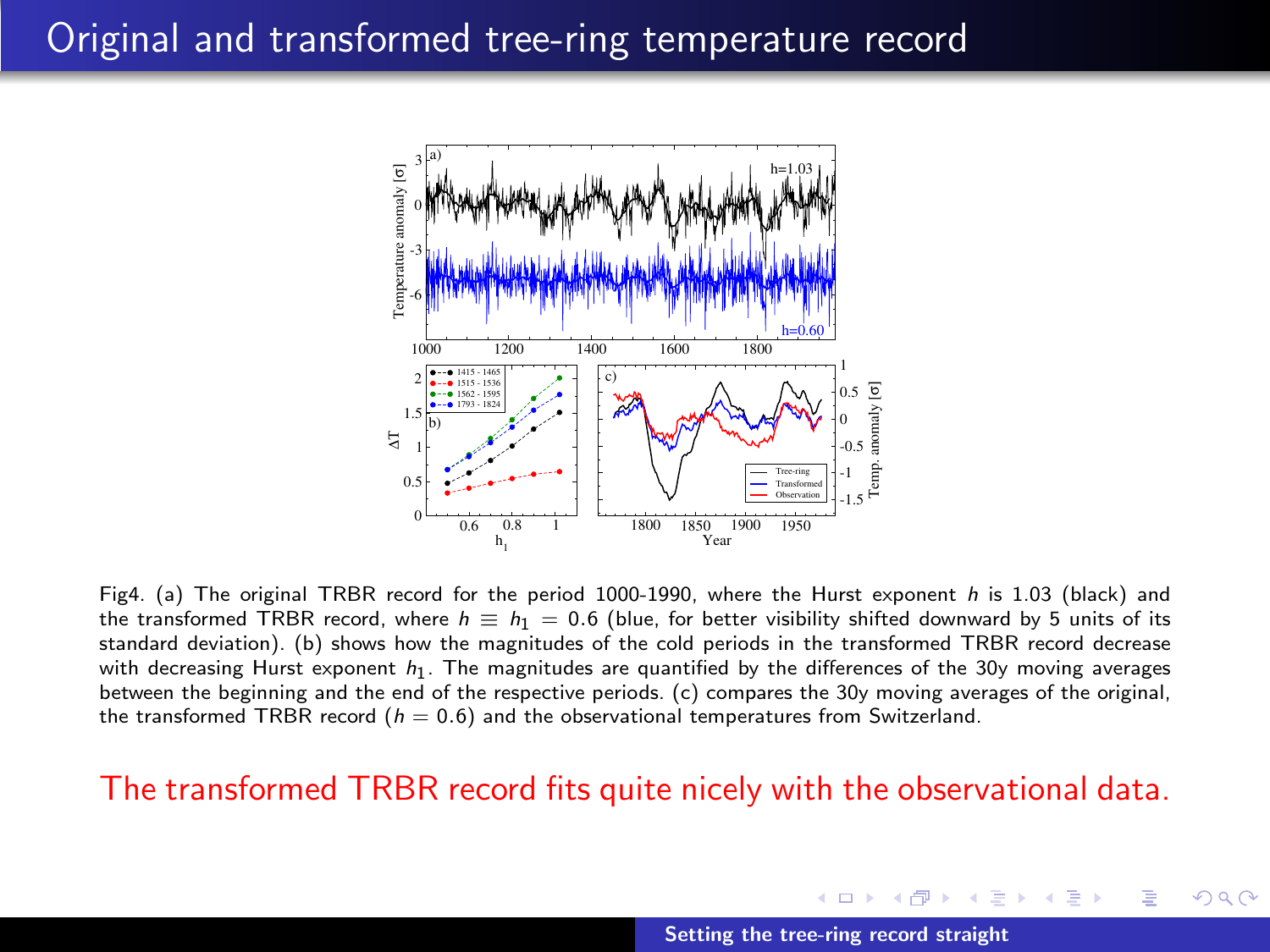# Original and transformed tree-ring temperature record

Fig4. (a) The original TRBR record for the period 1000-1990, where the Hurst exponent $h$ is 1.03 (black) and the transformed TRBR record, where $h \equiv h_1 = 0.6$ (blue, for better visibility shifted downward by 5 units of its standard deviation). (b) shows how the magnitudes of the cold periods in the transformed TRBR record decrease with decreasing Hurst exponent $h_1$. The magnitudes are quantified by the differences of the 30y moving averages between the beginning and the end of the respective periods. (c) compares the 30y moving averages of the original, the transformed TRBR record ($h = 0.6$) and the observational temperatures from Switzerland.

The transformed TRBR record fits quite nicely with the observational data.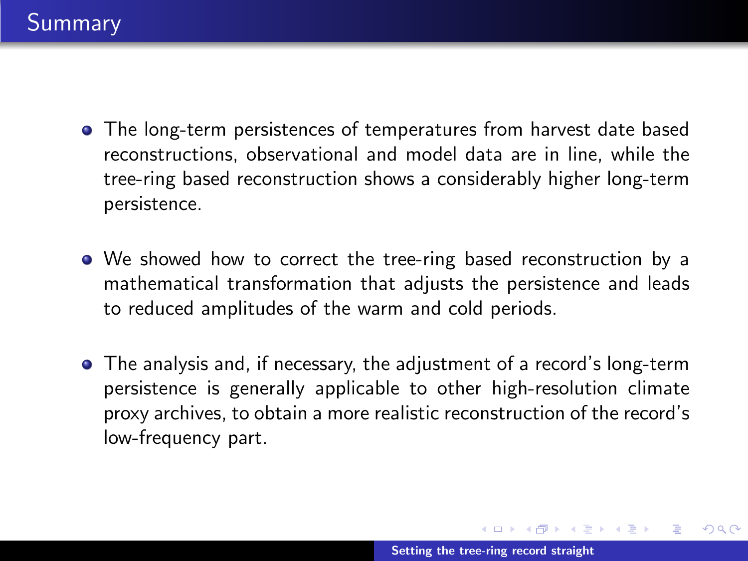# Summary

- The long-term persistences of temperatures from harvest date based reconstructions, observational and model data are in line, while the tree-ring based reconstruction shows a considerably higher long-term persistence.
- We showed how to correct the tree-ring based reconstruction by a mathematical transformation that adjusts the persistence and leads to reduced amplitudes of the warm and cold periods.
- The analysis and, if necessary, the adjustment of a record's long-term persistence is generally applicable to other high-resolution climate proxy archives, to obtain a more realistic reconstruction of the record's low-frequency part.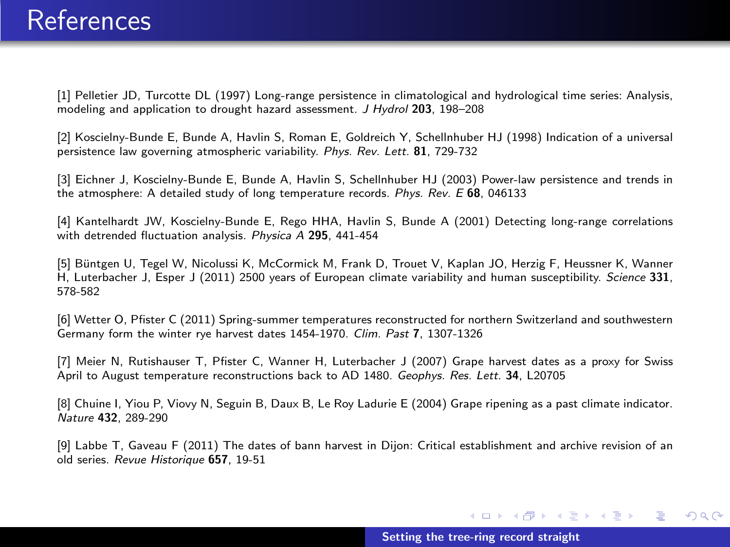# References

[1] Pelletier JD, Turcotte DL (1997) Long-range persistence in climatological and hydrological time series: Analysis, modeling and application to drought hazard assessment. *J Hydrol* **203**, 198–208

[2] Koscielny-Bunde E, Bunde A, Havlin S, Roman E, Goldreich Y, Schellnhuber HJ (1998) Indication of a universal persistence law governing atmospheric variability. *Phys. Rev. Lett.* **81**, 729-732

[3] Eichner J, Koscielny-Bunde E, Bunde A, Havlin S, Schellnhuber HJ (2003) Power-law persistence and trends in the atmosphere: A detailed study of long temperature records. *Phys. Rev. E* **68**, 046133

[4] Kantelhardt JW, Koscielny-Bunde E, Rego HHA, Havlin S, Bunde A (2001) Detecting long-range correlations with detrended fluctuation analysis. *Physica A* **295**, 441-454

[5] Büntgen U, Tegel W, Nicolussi K, McCormick M, Frank D, Trouet V, Kaplan JO, Herzig F, Heussner K, Wanner H, Luterbacher J, Esper J (2011) 2500 years of European climate variability and human susceptibility. *Science* **331**, 578-582

[6] Wetter O, Pfister C (2011) Spring-summer temperatures reconstructed for northern Switzerland and southwestern Germany form the winter rye harvest dates 1454-1970. *Clim. Past* **7**, 1307-1326

[7] Meier N, Rutishauser T, Pfister C, Wanner H, Luterbacher J (2007) Grape harvest dates as a proxy for Swiss April to August temperature reconstructions back to AD 1480. *Geophys. Res. Lett.* **34**, L20705

[8] Chuine I, Yiou P, Viovy N, Seguin B, Daux B, Le Roy Ladurie E (2004) Grape ripening as a past climate indicator. *Nature* **432**, 289-290

[9] Labbe T, Gaveau F (2011) The dates of bann harvest in Dijon: Critical establishment and archive revision of an old series. *Revue Historique* **657**, 19-51